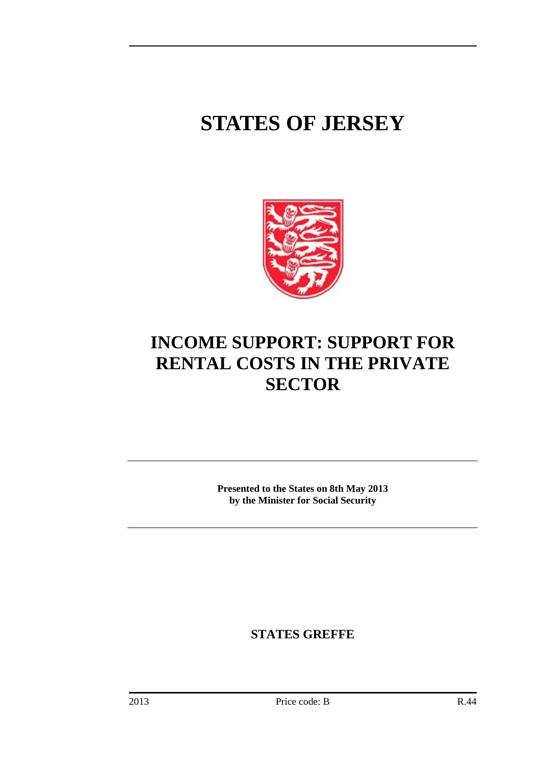# STATES OF JERSEY

# INCOME SUPPORT: SUPPORT FOR RENTAL COSTS IN THE PRIVATE SECTOR

**Presented to the States on 8th May 2013**
**by the Minister for Social Security**

**STATES GREFFE**

2013 Price code: B R.44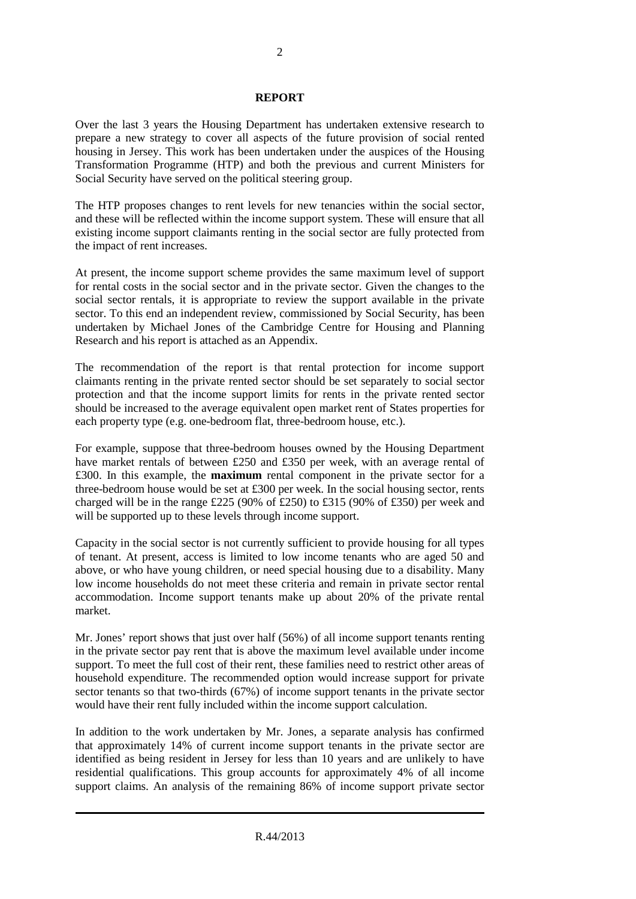## REPORT

Over the last 3 years the Housing Department has undertaken extensive research to prepare a new strategy to cover all aspects of the future provision of social rented housing in Jersey. This work has been undertaken under the auspices of the Housing Transformation Programme (HTP) and both the previous and current Ministers for Social Security have served on the political steering group.

The HTP proposes changes to rent levels for new tenancies within the social sector, and these will be reflected within the income support system. These will ensure that all existing income support claimants renting in the social sector are fully protected from the impact of rent increases.

At present, the income support scheme provides the same maximum level of support for rental costs in the social sector and in the private sector. Given the changes to the social sector rentals, it is appropriate to review the support available in the private sector. To this end an independent review, commissioned by Social Security, has been undertaken by Michael Jones of the Cambridge Centre for Housing and Planning Research and his report is attached as an Appendix.

The recommendation of the report is that rental protection for income support claimants renting in the private rented sector should be set separately to social sector protection and that the income support limits for rents in the private rented sector should be increased to the average equivalent open market rent of States properties for each property type (e.g. one-bedroom flat, three-bedroom house, etc.).

For example, suppose that three-bedroom houses owned by the Housing Department have market rentals of between £250 and £350 per week, with an average rental of £300. In this example, the **maximum** rental component in the private sector for a three-bedroom house would be set at £300 per week. In the social housing sector, rents charged will be in the range £225 (90% of £250) to £315 (90% of £350) per week and will be supported up to these levels through income support.

Capacity in the social sector is not currently sufficient to provide housing for all types of tenant. At present, access is limited to low income tenants who are aged 50 and above, or who have young children, or need special housing due to a disability. Many low income households do not meet these criteria and remain in private sector rental accommodation. Income support tenants make up about 20% of the private rental market.

Mr. Jones' report shows that just over half (56%) of all income support tenants renting in the private sector pay rent that is above the maximum level available under income support. To meet the full cost of their rent, these families need to restrict other areas of household expenditure. The recommended option would increase support for private sector tenants so that two-thirds (67%) of income support tenants in the private sector would have their rent fully included within the income support calculation.

In addition to the work undertaken by Mr. Jones, a separate analysis has confirmed that approximately 14% of current income support tenants in the private sector are identified as being resident in Jersey for less than 10 years and are unlikely to have residential qualifications. This group accounts for approximately 4% of all income support claims. An analysis of the remaining 86% of income support private sector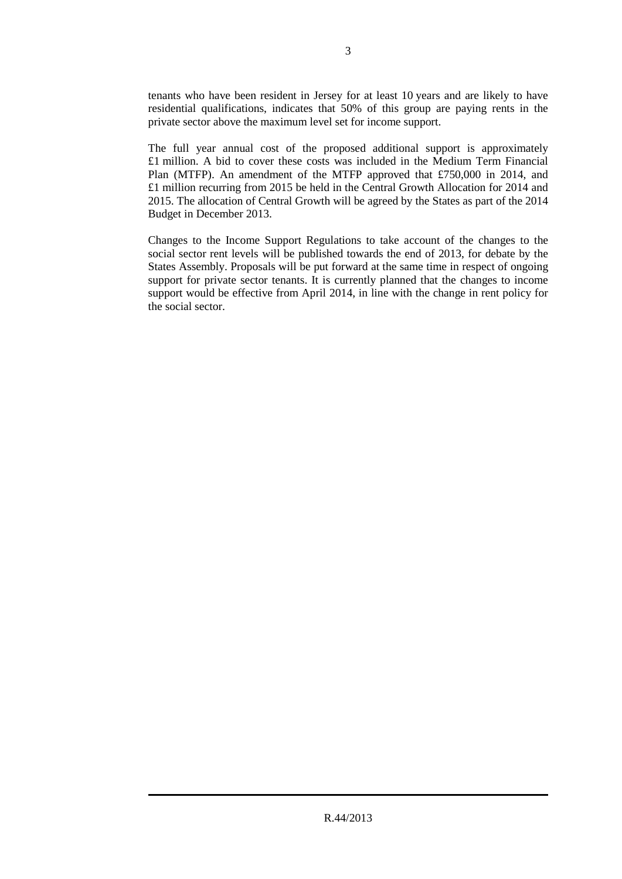tenants who have been resident in Jersey for at least 10 years and are likely to have residential qualifications, indicates that 50% of this group are paying rents in the private sector above the maximum level set for income support.

The full year annual cost of the proposed additional support is approximately £1 million. A bid to cover these costs was included in the Medium Term Financial Plan (MTFP). An amendment of the MTFP approved that £750,000 in 2014, and £1 million recurring from 2015 be held in the Central Growth Allocation for 2014 and 2015. The allocation of Central Growth will be agreed by the States as part of the 2014 Budget in December 2013.

Changes to the Income Support Regulations to take account of the changes to the social sector rent levels will be published towards the end of 2013, for debate by the States Assembly. Proposals will be put forward at the same time in respect of ongoing support for private sector tenants. It is currently planned that the changes to income support would be effective from April 2014, in line with the change in rent policy for the social sector.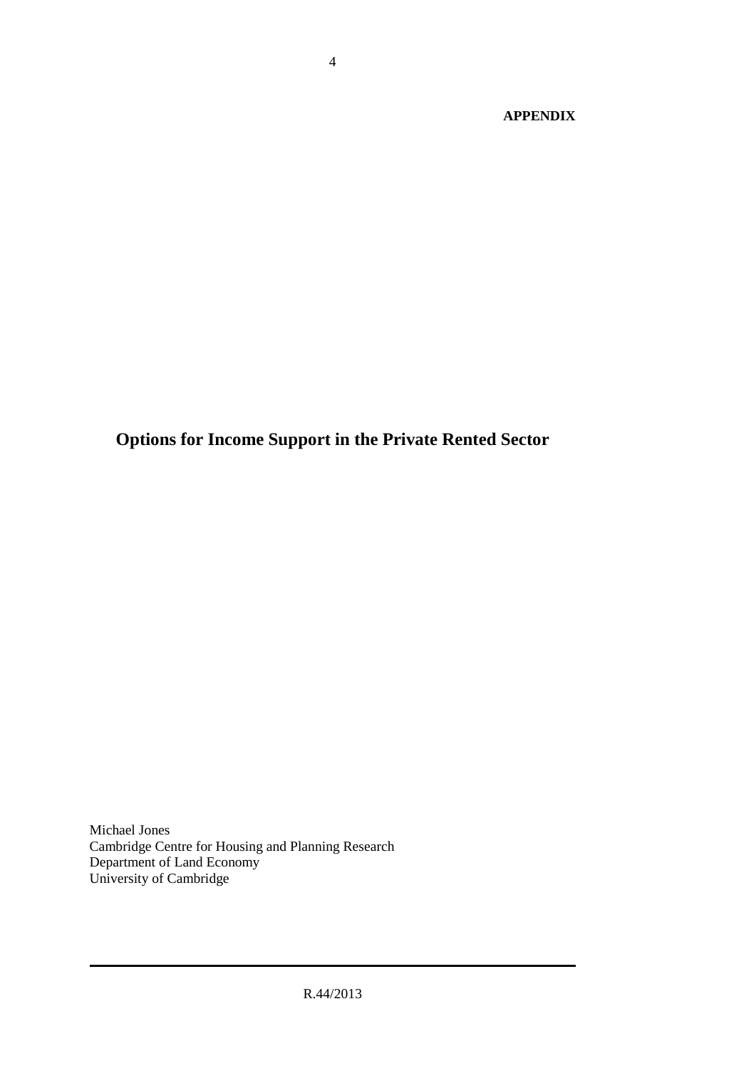**APPENDIX**

# Options for Income Support in the Private Rented Sector

Michael Jones
Cambridge Centre for Housing and Planning Research
Department of Land Economy
University of Cambridge

---

R.44/2013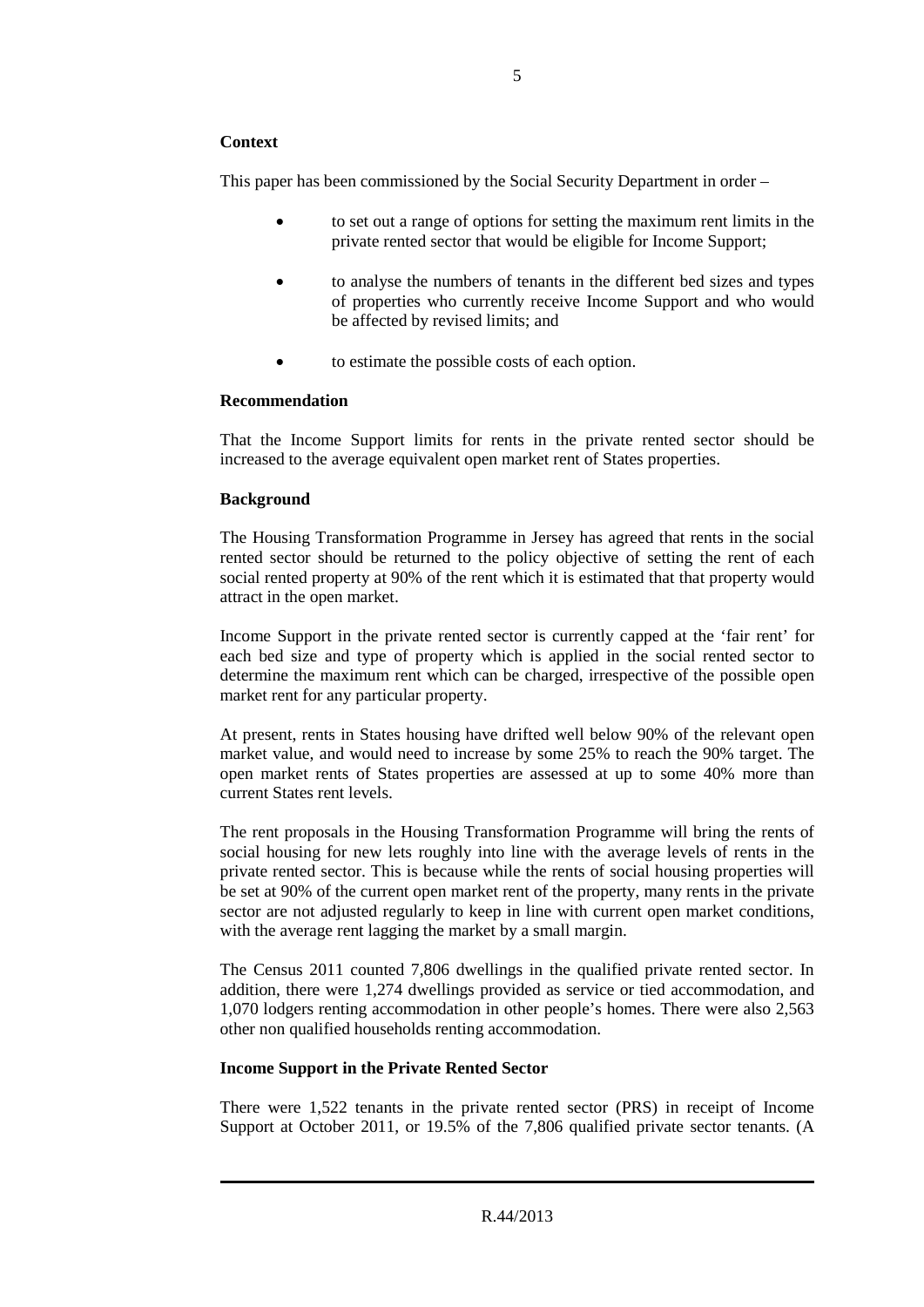**Context**

This paper has been commissioned by the Social Security Department in order –

- to set out a range of options for setting the maximum rent limits in the private rented sector that would be eligible for Income Support;
- to analyse the numbers of tenants in the different bed sizes and types of properties who currently receive Income Support and who would be affected by revised limits; and
- to estimate the possible costs of each option.

**Recommendation**

That the Income Support limits for rents in the private rented sector should be increased to the average equivalent open market rent of States properties.

**Background**

The Housing Transformation Programme in Jersey has agreed that rents in the social rented sector should be returned to the policy objective of setting the rent of each social rented property at 90% of the rent which it is estimated that that property would attract in the open market.

Income Support in the private rented sector is currently capped at the 'fair rent' for each bed size and type of property which is applied in the social rented sector to determine the maximum rent which can be charged, irrespective of the possible open market rent for any particular property.

At present, rents in States housing have drifted well below 90% of the relevant open market value, and would need to increase by some 25% to reach the 90% target. The open market rents of States properties are assessed at up to some 40% more than current States rent levels.

The rent proposals in the Housing Transformation Programme will bring the rents of social housing for new lets roughly into line with the average levels of rents in the private rented sector. This is because while the rents of social housing properties will be set at 90% of the current open market rent of the property, many rents in the private sector are not adjusted regularly to keep in line with current open market conditions, with the average rent lagging the market by a small margin.

The Census 2011 counted 7,806 dwellings in the qualified private rented sector. In addition, there were 1,274 dwellings provided as service or tied accommodation, and 1,070 lodgers renting accommodation in other people's homes. There were also 2,563 other non qualified households renting accommodation.

**Income Support in the Private Rented Sector**

There were 1,522 tenants in the private rented sector (PRS) in receipt of Income Support at October 2011, or 19.5% of the 7,806 qualified private sector tenants. (A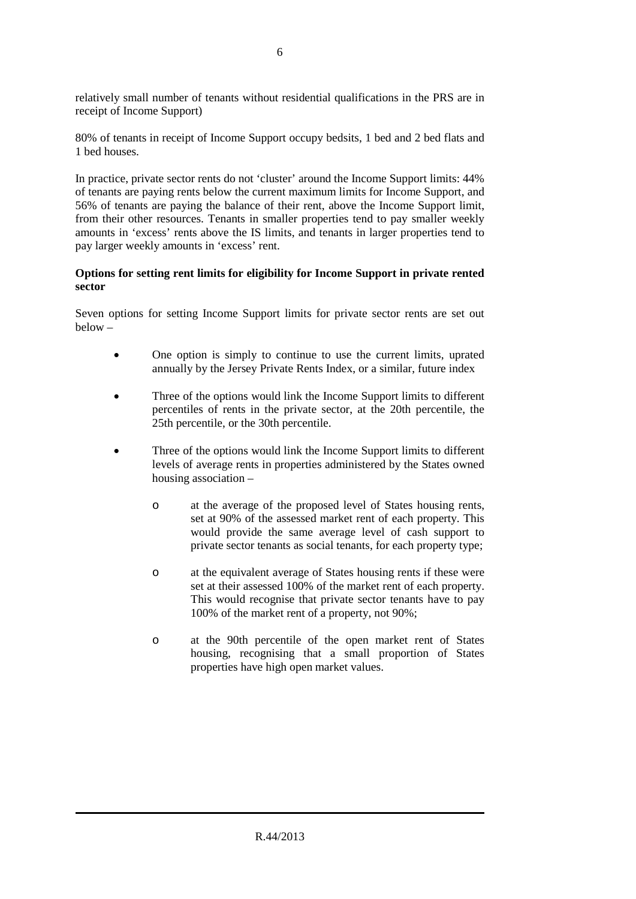relatively small number of tenants without residential qualifications in the PRS are in receipt of Income Support)

80% of tenants in receipt of Income Support occupy bedsits, 1 bed and 2 bed flats and 1 bed houses.

In practice, private sector rents do not 'cluster' around the Income Support limits: 44% of tenants are paying rents below the current maximum limits for Income Support, and 56% of tenants are paying the balance of their rent, above the Income Support limit, from their other resources. Tenants in smaller properties tend to pay smaller weekly amounts in 'excess' rents above the IS limits, and tenants in larger properties tend to pay larger weekly amounts in 'excess' rent.

**Options for setting rent limits for eligibility for Income Support in private rented sector**

Seven options for setting Income Support limits for private sector rents are set out below –

- One option is simply to continue to use the current limits, uprated annually by the Jersey Private Rents Index, or a similar, future index
- Three of the options would link the Income Support limits to different percentiles of rents in the private sector, at the 20th percentile, the 25th percentile, or the 30th percentile.
- Three of the options would link the Income Support limits to different levels of average rents in properties administered by the States owned housing association –
  - at the average of the proposed level of States housing rents, set at 90% of the assessed market rent of each property. This would provide the same average level of cash support to private sector tenants as social tenants, for each property type;
  - at the equivalent average of States housing rents if these were set at their assessed 100% of the market rent of each property. This would recognise that private sector tenants have to pay 100% of the market rent of a property, not 90%;
  - at the 90th percentile of the open market rent of States housing, recognising that a small proportion of States properties have high open market values.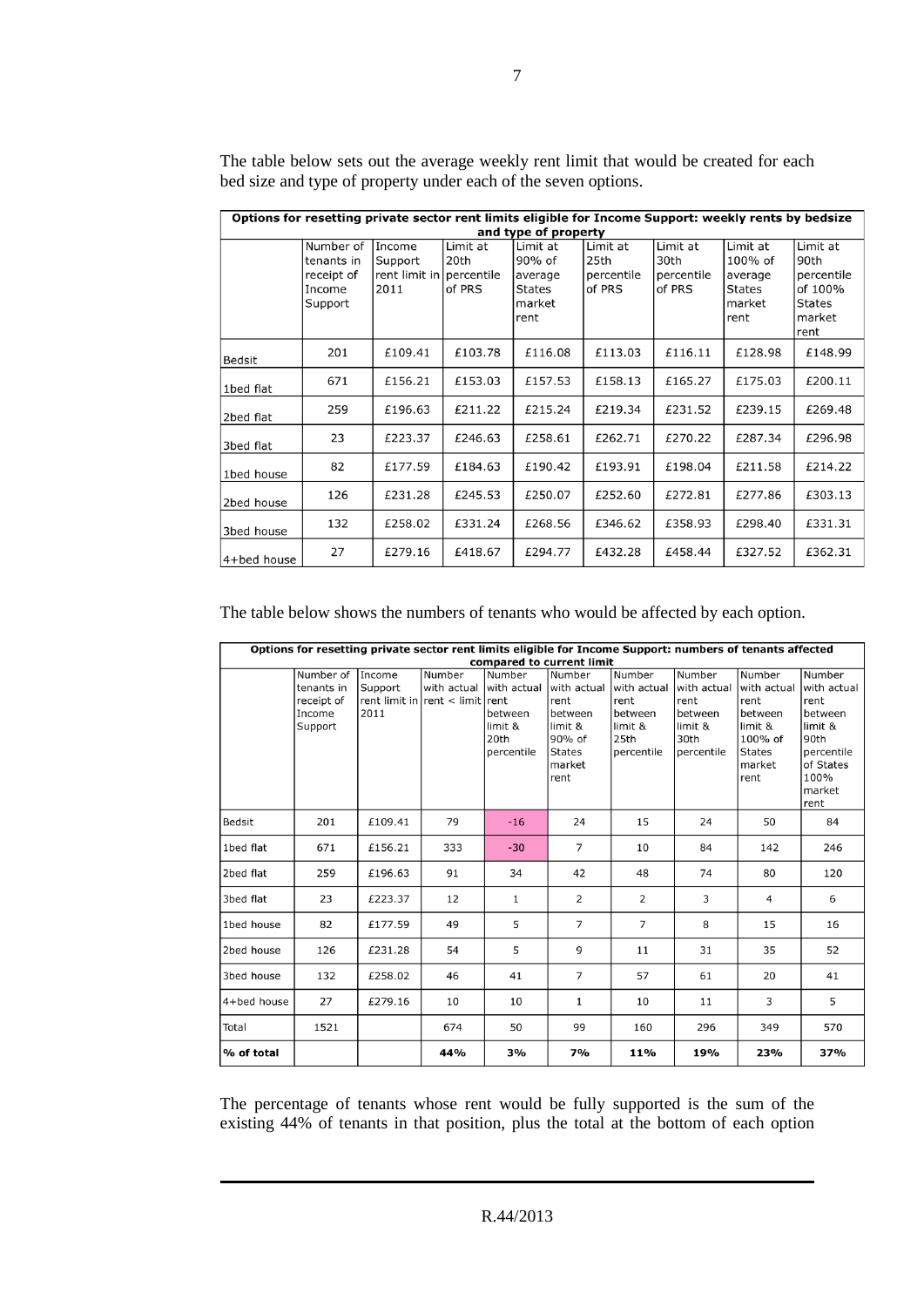The table below sets out the average weekly rent limit that would be created for each bed size and type of property under each of the seven options.

| Options for resetting private sector rent limits eligible for Income Support: weekly rents by bedsize and type of property | | | | | | | | |
|---|---|---|---|---|---|---|---|---|
| | Number of tenants in receipt of Income Support | Income Support rent limit in 2011 | Limit at 20th percentile of PRS | Limit at 90% of average States market rent | Limit at 25th percentile of PRS | Limit at 30th percentile of PRS | Limit at 100% of average States market rent | Limit at 90th percentile of 100% States market rent |
| Bedsit | 201 | £109.41 | £103.78 | £116.08 | £113.03 | £116.11 | £128.98 | £148.99 |
| 1bed flat | 671 | £156.21 | £153.03 | £157.53 | £158.13 | £165.27 | £175.03 | £200.11 |
| 2bed flat | 259 | £196.63 | £211.22 | £215.24 | £219.34 | £231.52 | £239.15 | £269.48 |
| 3bed flat | 23 | £223.37 | £246.63 | £258.61 | £262.71 | £270.22 | £287.34 | £296.98 |
| 1bed house | 82 | £177.59 | £184.63 | £190.42 | £193.91 | £198.04 | £211.58 | £214.22 |
| 2bed house | 126 | £231.28 | £245.53 | £250.07 | £252.60 | £272.81 | £277.86 | £303.13 |
| 3bed house | 132 | £258.02 | £331.24 | £268.56 | £346.62 | £358.93 | £298.40 | £331.31 |
| 4+bed house | 27 | £279.16 | £418.67 | £294.77 | £432.28 | £458.44 | £327.52 | £362.31 |

The table below shows the numbers of tenants who would be affected by each option.

| Options for resetting private sector rent limits eligible for Income Support: numbers of tenants affected compared to current limit | | | | | | | | | |
|---|---|---|---|---|---|---|---|---|---|
| | Number of tenants in receipt of Income Support | Income Support rent limit in 2011 | Number with actual rent < limit | Number with actual rent between limit & 20th percentile | Number with actual rent between limit & 90% of States market rent | Number with actual rent between limit & 25th percentile | Number with actual rent between limit & 30th percentile | Number with actual rent between limit & 100% of States market rent | Number with actual rent between limit & 90th percentile of States 100% market rent |
| Bedsit | 201 | £109.41 | 79 | -16 | 24 | 15 | 24 | 50 | 84 |
| 1bed flat | 671 | £156.21 | 333 | -30 | 7 | 10 | 84 | 142 | 246 |
| 2bed flat | 259 | £196.63 | 91 | 34 | 42 | 48 | 74 | 80 | 120 |
| 3bed flat | 23 | £223.37 | 12 | 1 | 2 | 2 | 3 | 4 | 6 |
| 1bed house | 82 | £177.59 | 49 | 5 | 7 | 7 | 8 | 15 | 16 |
| 2bed house | 126 | £231.28 | 54 | 5 | 9 | 11 | 31 | 35 | 52 |
| 3bed house | 132 | £258.02 | 46 | 41 | 7 | 57 | 61 | 20 | 41 |
| 4+bed house | 27 | £279.16 | 10 | 10 | 1 | 10 | 11 | 3 | 5 |
| Total | 1521 | | 674 | 50 | 99 | 160 | 296 | 349 | 570 |
| **% of total** | | | **44%** | **3%** | **7%** | **11%** | **19%** | **23%** | **37%** |

The percentage of tenants whose rent would be fully supported is the sum of the existing 44% of tenants in that position, plus the total at the bottom of each option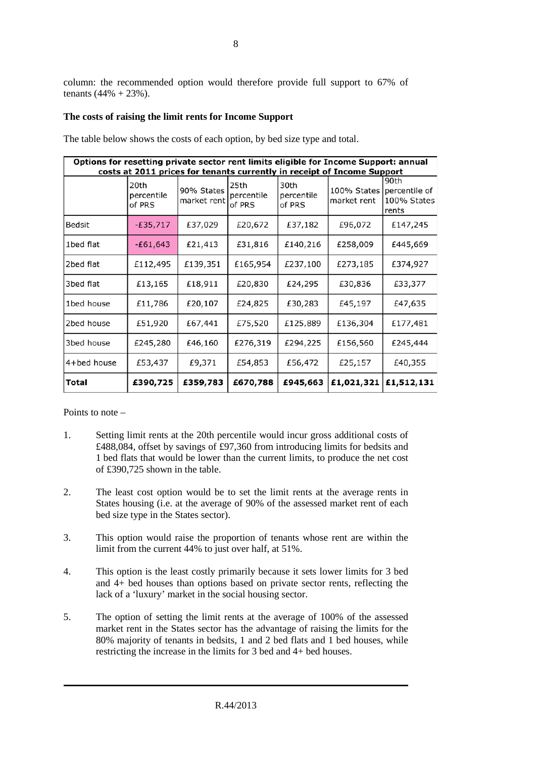column: the recommended option would therefore provide full support to 67% of tenants (44% + 23%).

**The costs of raising the limit rents for Income Support**

The table below shows the costs of each option, by bed size type and total.

| Options for resetting private sector rent limits eligible for Income Support: annual costs at 2011 prices for tenants currently in receipt of Income Support | | | | | | |
|---|---|---|---|---|---|---|
| | 20th percentile of PRS | 90% States market rent | 25th percentile of PRS | 30th percentile of PRS | 100% States market rent | 90th percentile of 100% States rents |
| Bedsit | -£35,717 | £37,029 | £20,672 | £37,182 | £96,072 | £147,245 |
| 1bed flat | -£61,643 | £21,413 | £31,816 | £140,216 | £258,009 | £445,669 |
| 2bed flat | £112,495 | £139,351 | £165,954 | £237,100 | £273,185 | £374,927 |
| 3bed flat | £13,165 | £18,911 | £20,830 | £24,295 | £30,836 | £33,377 |
| 1bed house | £11,786 | £20,107 | £24,825 | £30,283 | £45,197 | £47,635 |
| 2bed house | £51,920 | £67,441 | £75,520 | £125,889 | £136,304 | £177,481 |
| 3bed house | £245,280 | £46,160 | £276,319 | £294,225 | £156,560 | £245,444 |
| 4+bed house | £53,437 | £9,371 | £54,853 | £56,472 | £25,157 | £40,355 |
| **Total** | **£390,725** | **£359,783** | **£670,788** | **£945,663** | **£1,021,321** | **£1,512,131** |

Points to note –

1. Setting limit rents at the 20th percentile would incur gross additional costs of £488,084, offset by savings of £97,360 from introducing limits for bedsits and 1 bed flats that would be lower than the current limits, to produce the net cost of £390,725 shown in the table.

2. The least cost option would be to set the limit rents at the average rents in States housing (i.e. at the average of 90% of the assessed market rent of each bed size type in the States sector).

3. This option would raise the proportion of tenants whose rent are within the limit from the current 44% to just over half, at 51%.

4. This option is the least costly primarily because it sets lower limits for 3 bed and 4+ bed houses than options based on private sector rents, reflecting the lack of a 'luxury' market in the social housing sector.

5. The option of setting the limit rents at the average of 100% of the assessed market rent in the States sector has the advantage of raising the limits for the 80% majority of tenants in bedsits, 1 and 2 bed flats and 1 bed houses, while restricting the increase in the limits for 3 bed and 4+ bed houses.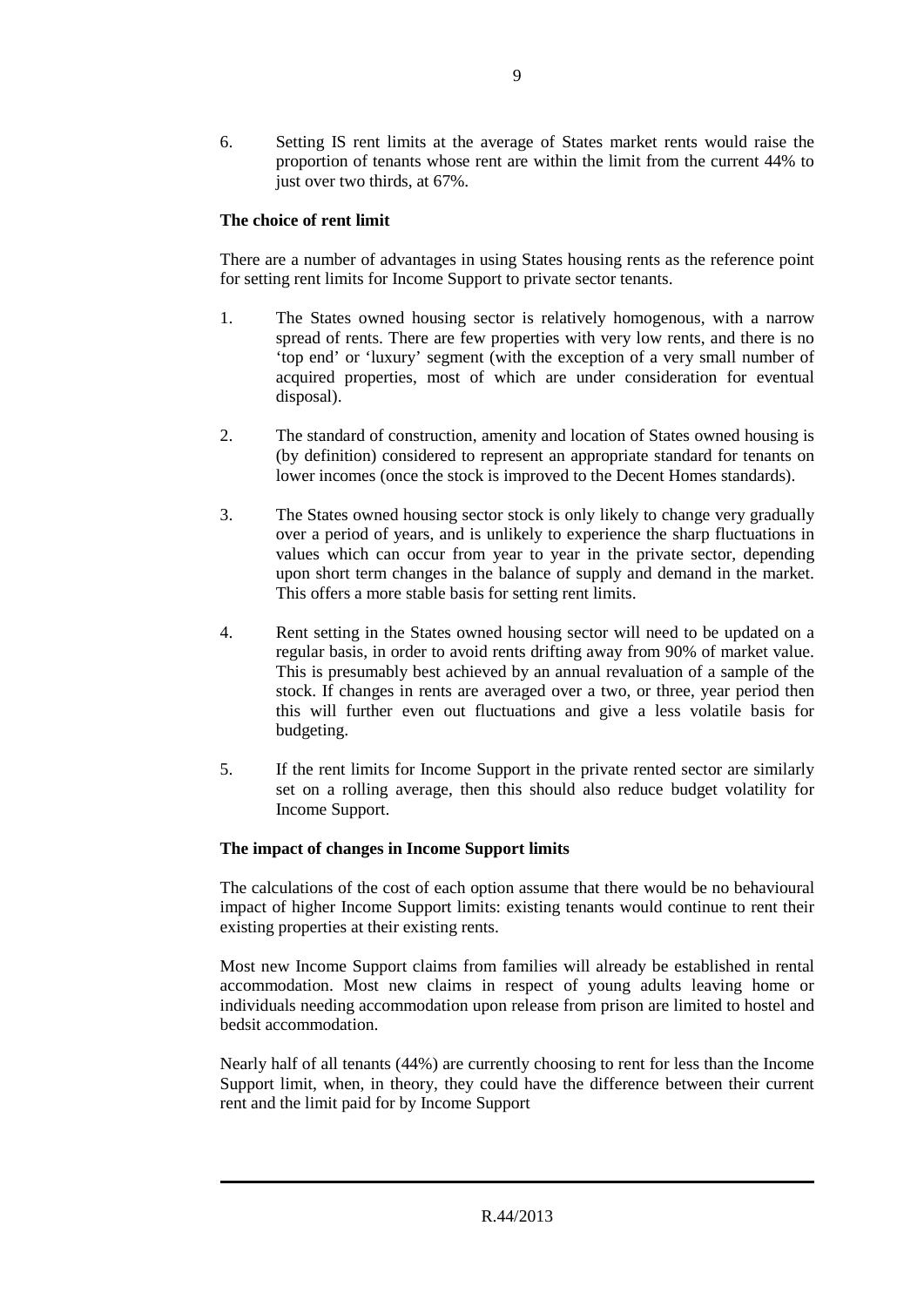6. Setting IS rent limits at the average of States market rents would raise the proportion of tenants whose rent are within the limit from the current 44% to just over two thirds, at 67%.

**The choice of rent limit**

There are a number of advantages in using States housing rents as the reference point for setting rent limits for Income Support to private sector tenants.

1. The States owned housing sector is relatively homogenous, with a narrow spread of rents. There are few properties with very low rents, and there is no 'top end' or 'luxury' segment (with the exception of a very small number of acquired properties, most of which are under consideration for eventual disposal).

2. The standard of construction, amenity and location of States owned housing is (by definition) considered to represent an appropriate standard for tenants on lower incomes (once the stock is improved to the Decent Homes standards).

3. The States owned housing sector stock is only likely to change very gradually over a period of years, and is unlikely to experience the sharp fluctuations in values which can occur from year to year in the private sector, depending upon short term changes in the balance of supply and demand in the market. This offers a more stable basis for setting rent limits.

4. Rent setting in the States owned housing sector will need to be updated on a regular basis, in order to avoid rents drifting away from 90% of market value. This is presumably best achieved by an annual revaluation of a sample of the stock. If changes in rents are averaged over a two, or three, year period then this will further even out fluctuations and give a less volatile basis for budgeting.

5. If the rent limits for Income Support in the private rented sector are similarly set on a rolling average, then this should also reduce budget volatility for Income Support.

**The impact of changes in Income Support limits**

The calculations of the cost of each option assume that there would be no behavioural impact of higher Income Support limits: existing tenants would continue to rent their existing properties at their existing rents.

Most new Income Support claims from families will already be established in rental accommodation. Most new claims in respect of young adults leaving home or individuals needing accommodation upon release from prison are limited to hostel and bedsit accommodation.

Nearly half of all tenants (44%) are currently choosing to rent for less than the Income Support limit, when, in theory, they could have the difference between their current rent and the limit paid for by Income Support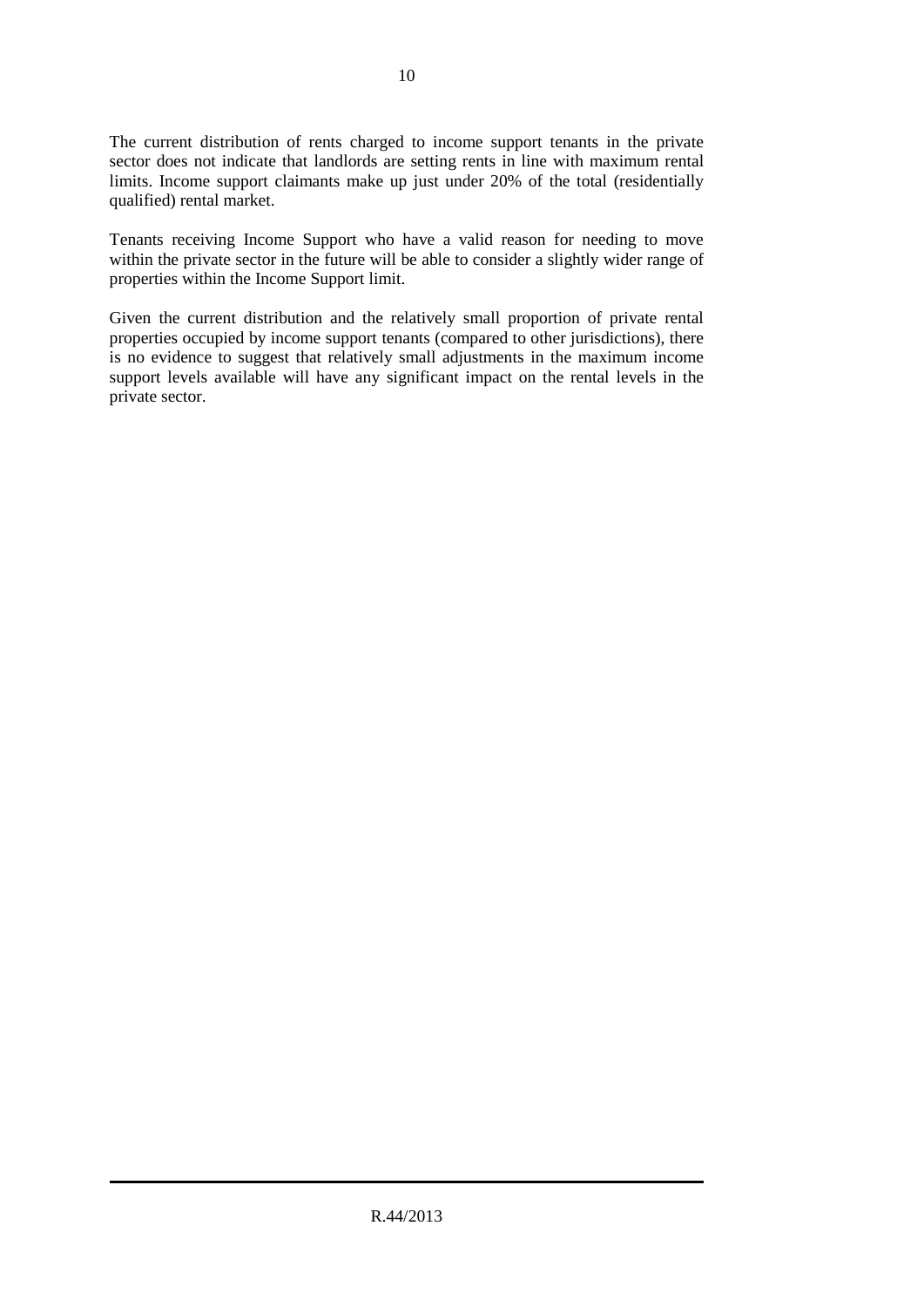The current distribution of rents charged to income support tenants in the private sector does not indicate that landlords are setting rents in line with maximum rental limits. Income support claimants make up just under 20% of the total (residentially qualified) rental market.

Tenants receiving Income Support who have a valid reason for needing to move within the private sector in the future will be able to consider a slightly wider range of properties within the Income Support limit.

Given the current distribution and the relatively small proportion of private rental properties occupied by income support tenants (compared to other jurisdictions), there is no evidence to suggest that relatively small adjustments in the maximum income support levels available will have any significant impact on the rental levels in the private sector.